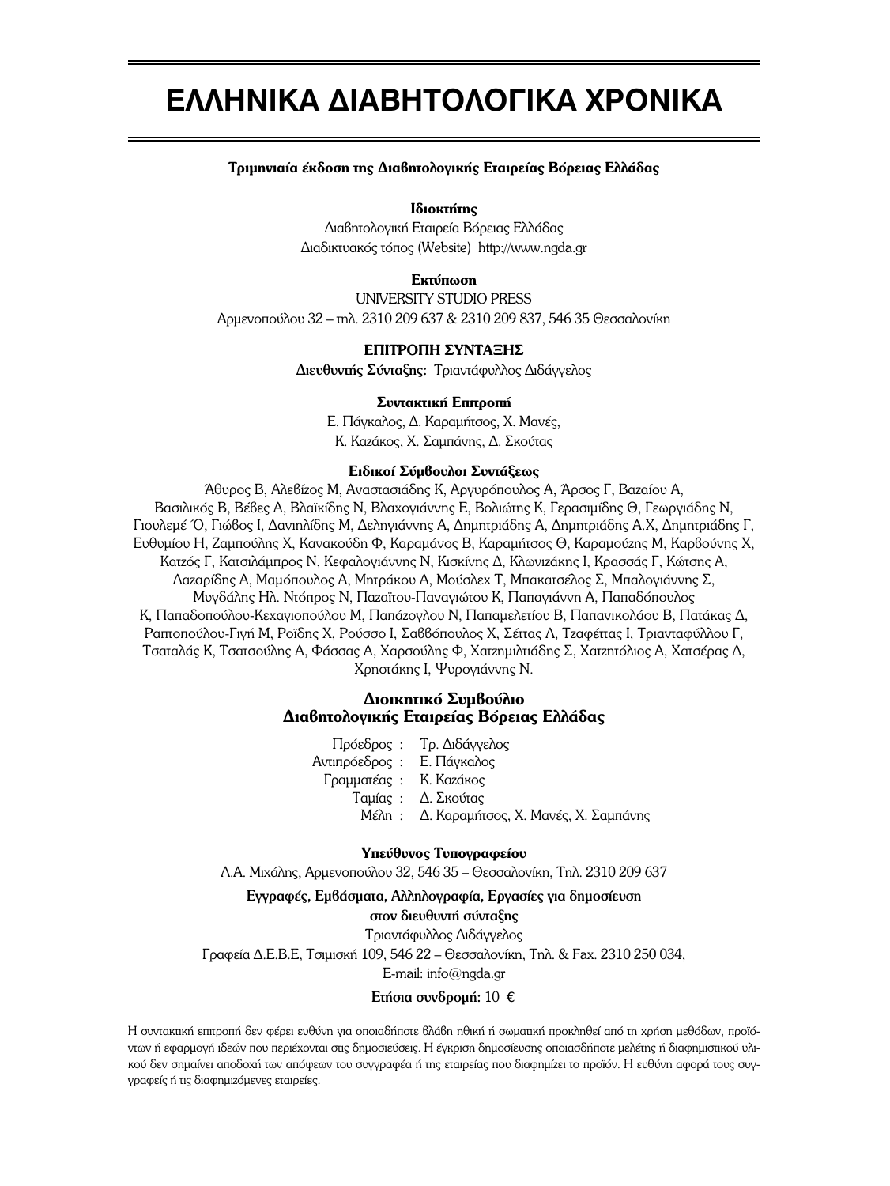# ΕΛΛΗΝΙΚΑ ΔΙΑΒΗΤΟΛΟΓΙΚΑ ΧΡΟΝΙΚΑ

**Τριμηνιαία έκδοση της Διαβητολογικής Εταιρείας Βόρειας Ελλάδας**

**Ιδιοκτήτης**

Διαβητολογική Εταιρεία Βόρειας Ελλάδας
Διαδικτυακός τόπος (Website) http://www.ngda.gr

**Εκτύπωση**

UNIVERSITY STUDIO PRESS
Αρμενοπούλου 32 – τηλ. 2310 209 637 & 2310 209 837, 546 35 Θεσσαλονίκη

**ΕΠΙΤΡΟΠΗ ΣΥΝΤΑΞΗΣ**

**Διευθυντής Σύνταξης:** Τριαντάφυλλος Διδάγγελος

**Συντακτική Επιτροπή**

Ε. Πάγκαλος, Δ. Καραμήτσος, Χ. Μανές,
Κ. Καζάκος, Χ. Σαμπάνης, Δ. Σκούτας

**Ειδικοί Σύμβουλοι Συντάξεως**

Άθυρος Β, Αλεβίζος Μ, Αναστασιάδης Κ, Αργυρόπουλος Α, Άρσος Γ, Βαζαίου Α, Βασιλικός Β, Βέβες Α, Βλαϊκίδης Ν, Βλαχογιάννης Ε, Βολιώτης Κ, Γερασιμίδης Θ, Γεωργιάδης Ν, Γιουλεμέ Ό, Γιώβος Ι, Δανιηλίδης Μ, Δεληγιάννης Α, Δημητριάδης Α, Δημητριάδης Α.Χ, Δημητριάδης Γ, Ευθυμίου Η, Ζαμπούλης Χ, Κανακούδη Φ, Καραμάνος Β, Καραμήτσος Θ, Καραμούζης Μ, Καρβούνης Χ, Κατζός Γ, Κατσιλάμπρος Ν, Κεφαλογιάννης Ν, Κισκίνης Δ, Κλωνιζάκης Ι, Κρασσάς Γ, Κώτσης Α, Λαζαρίδης Α, Μαμόπουλος Α, Μητράκου Α, Μούσλεχ Τ, Μπακατσέλος Σ, Μπαλογιάννης Σ, Μυγδάλης Ηλ. Ντόπρος Ν, Παζαϊτου-Παναγιώτου Κ, Παπαγιάννη Α, Παπαδόπουλος Κ, Παπαδοπούλου-Κεχαγιοπούλου Μ, Παπάζογλου Ν, Παπαμελετίου Β, Παπανικολάου Β, Πατάκας Δ, Ραπτοπούλου-Γιγή Μ, Ροϊδης Χ, Ρούσσο Ι, Σαββόπουλος Χ, Σέττας Λ, Τζαφέττας Ι, Τριανταφύλλου Γ, Τσαταλάς Κ, Τσατσούλης Α, Φάσσας Α, Χαρσούλης Φ, Χατζημιλτιάδης Σ, Χατζητόλιος Α, Χατσέρας Δ, Χρηστάκης Ι, Ψυρογιάννης Ν.

**Διοικητικό Συμβούλιο**
**Διαβητολογικής Εταιρείας Βόρειας Ελλάδας**

Πρόεδρος : Τρ. Διδάγγελος
Αντιπρόεδρος : Ε. Πάγκαλος
Γραμματέας : Κ. Καζάκος
Ταμίας : Δ. Σκούτας
Μέλη : Δ. Καραμήτσος, Χ. Μανές, Χ. Σαμπάνης

**Υπεύθυνος Τυπογραφείου**

Λ.Α. Μιχάλης, Αρμενοπούλου 32, 546 35 – Θεσσαλονίκη, Τηλ. 2310 209 637

**Εγγραφές, Εμβάσματα, Αλληλογραφία, Εργασίες για δημοσίευση στον διευθυντή σύνταξης**

Τριαντάφυλλος Διδάγγελος
Γραφεία Δ.Ε.Β.Ε, Τσιμισκή 109, 546 22 – Θεσσαλονίκη, Τηλ. & Fax. 2310 250 034,
E-mail: info@ngda.gr

**Ετήσια συνδρομή:** 10 €

Η συντακτική επιτροπή δεν φέρει ευθύνη για οποιαδήποτε βλάβη ηθική ή σωματική προκληθεί από τη χρήση μεθόδων, προϊόντων ή εφαρμογή ιδεών που περιέχονται στις δημοσιεύσεις. Η έγκριση δημοσίευσης οποιασδήποτε μελέτης ή διαφημιστικού υλικού δεν σημαίνει αποδοχή των απόψεων του συγγραφέα ή της εταιρείας που διαφημίζει το προϊόν. Η ευθύνη αφορά τους συγγραφείς ή τις διαφημιζόμενες εταιρείες.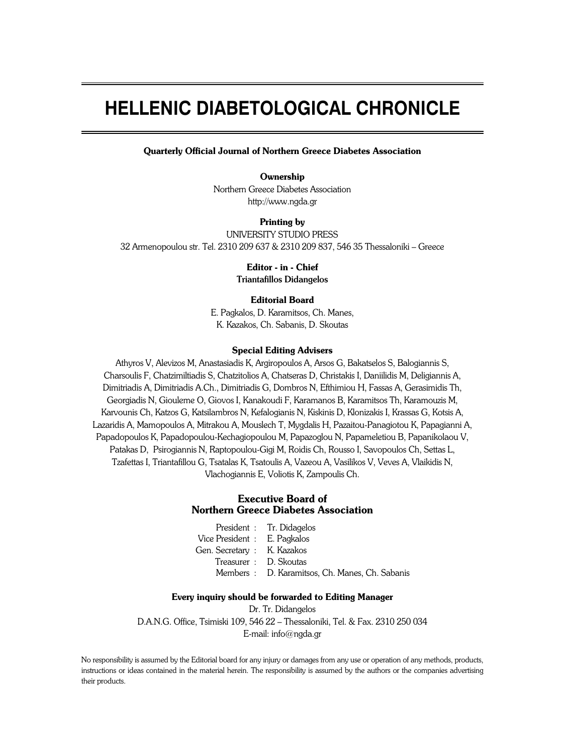# HELLENIC DIABETOLOGICAL CHRONICLE

**Quarterly Official Journal of Northern Greece Diabetes Association**

**Ownership**

Northern Greece Diabetes Association
http://www.ngda.gr

**Printing by**

UNIVERSITY STUDIO PRESS
32 Armenopoulou str. Tel. 2310 209 637 & 2310 209 837, 546 35 Thessaloniki – Greece

**Editor - in - Chief**
**Triantafillos Didangelos**

**Editorial Board**

E. Pagkalos, D. Karamitsos, Ch. Manes,
K. Kazakos, Ch. Sabanis, D. Skoutas

**Special Editing Advisers**

Athyros V, Alevizos M, Anastasiadis K, Argiropoulos A, Arsos G, Bakatselos S, Balogiannis S, Charsoulis F, Chatzimiltiadis S, Chatzitolios A, Chatseras D, Christakis I, Daniilidis M, Deligiannis A, Dimitriadis A, Dimitriadis A.Ch., Dimitriadis G, Dombros N, Efthimiou H, Fassas A, Gerasimidis Th, Georgiadis N, Giouleme O, Giovos I, Kanakoudi F, Karamanos B, Karamitsos Th, Karamouzis M, Karvounis Ch, Katzos G, Katsilambros N, Kefalogianis N, Kiskinis D, Klonizakis I, Krassas G, Kotsis A, Lazaridis A, Mamopoulos A, Mitrakou A, Mouslech T, Mygdalis H, Pazaitou-Panagiotou K, Papagianni A, Papadopoulos K, Papadopoulou-Kechagiopoulou M, Papazoglou N, Papameletiou B, Papanikolaou V, Patakas D, Psirogiannis N, Raptopoulou-Gigi M, Roidis Ch, Rousso I, Savopoulos Ch, Settas L, Tzafettas I, Triantafillou G, Tsatalas K, Tsatoulis A, Vazeou A, Vasilikos V, Veves A, Vlaikidis N, Vlachogiannis E, Voliotis K, Zampoulis Ch.

## Executive Board of Northern Greece Diabetes Association

President : Tr. Didagelos
Vice President : E. Pagkalos
Gen. Secretary : K. Kazakos
Treasurer : D. Skoutas
Members : D. Karamitsos, Ch. Manes, Ch. Sabanis

**Every inquiry should be forwarded to Editing Manager**

Dr. Tr. Didangelos
D.A.N.G. Office, Tsimiski 109, 546 22 – Thessaloniki, Tel. & Fax. 2310 250 034
E-mail: info@ngda.gr

No responsibility is assumed by the Editorial board for any injury or damages from any use or operation of any methods, products, instructions or ideas contained in the material herein. The responsibility is assumed by the authors or the companies advertising their products.